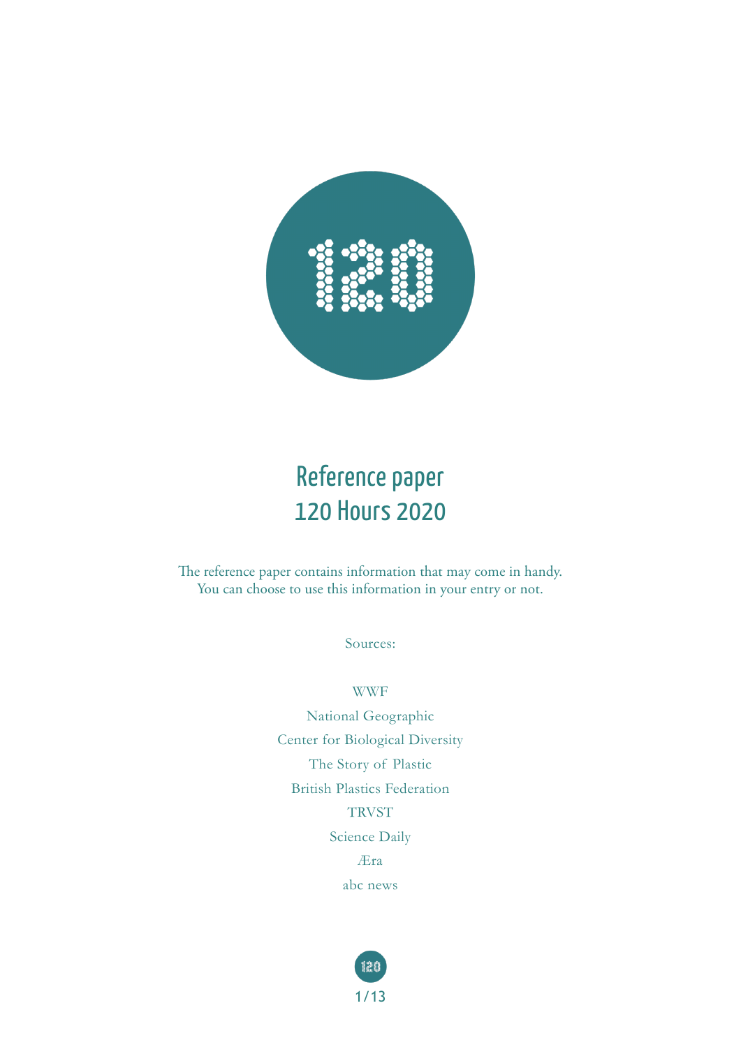# Reference paper
# 120 Hours 2020

The reference paper contains information that may come in handy.
You can choose to use this information in your entry or not.

Sources:

WWF

National Geographic

Center for Biological Diversity

The Story of Plastic

British Plastics Federation

TRVST

Science Daily

Æra

abc news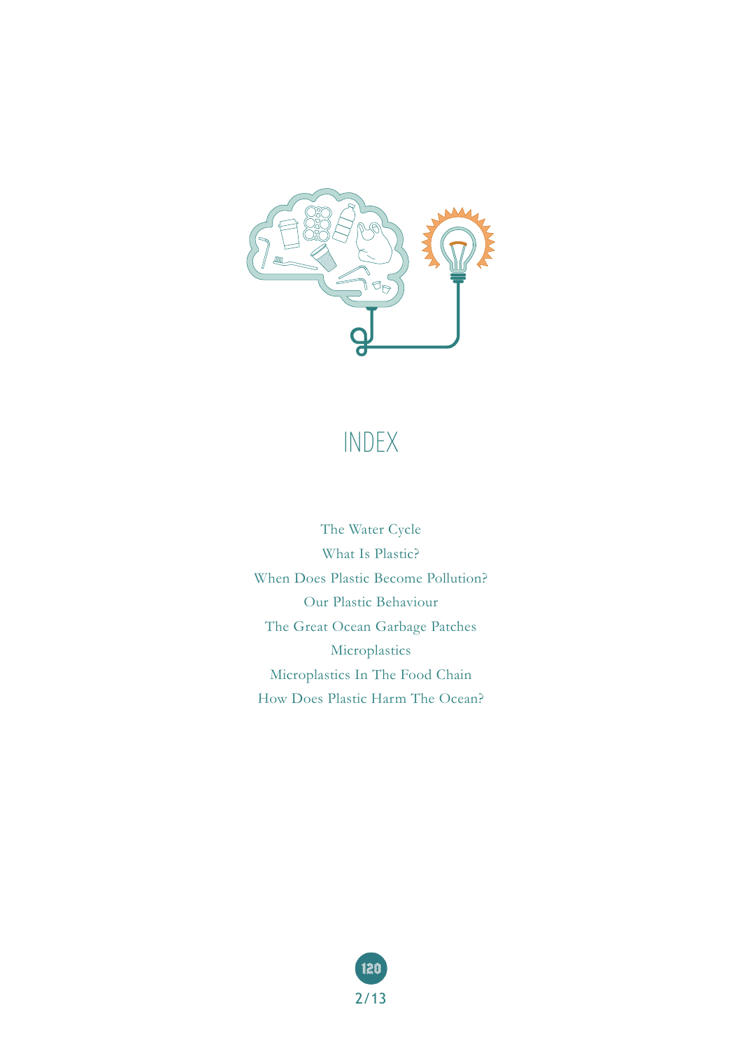# INDEX

The Water Cycle

What Is Plastic?

When Does Plastic Become Pollution?

Our Plastic Behaviour

The Great Ocean Garbage Patches

Microplastics

Microplastics In The Food Chain

How Does Plastic Harm The Ocean?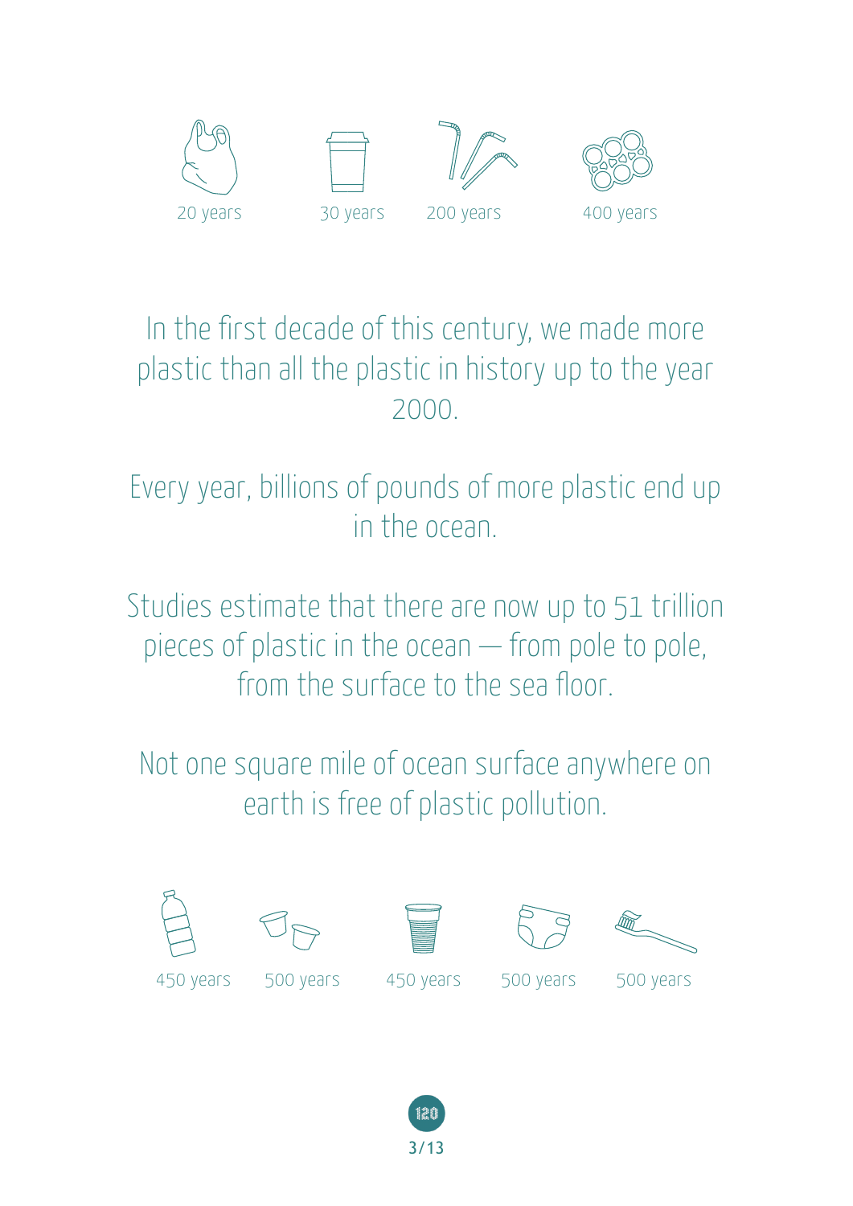20 years 30 years 200 years 400 years

In the first decade of this century, we made more plastic than all the plastic in history up to the year 2000.

Every year, billions of pounds of more plastic end up in the ocean.

Studies estimate that there are now up to 51 trillion pieces of plastic in the ocean — from pole to pole, from the surface to the sea floor.

Not one square mile of ocean surface anywhere on earth is free of plastic pollution.

450 years 500 years 450 years 500 years 500 years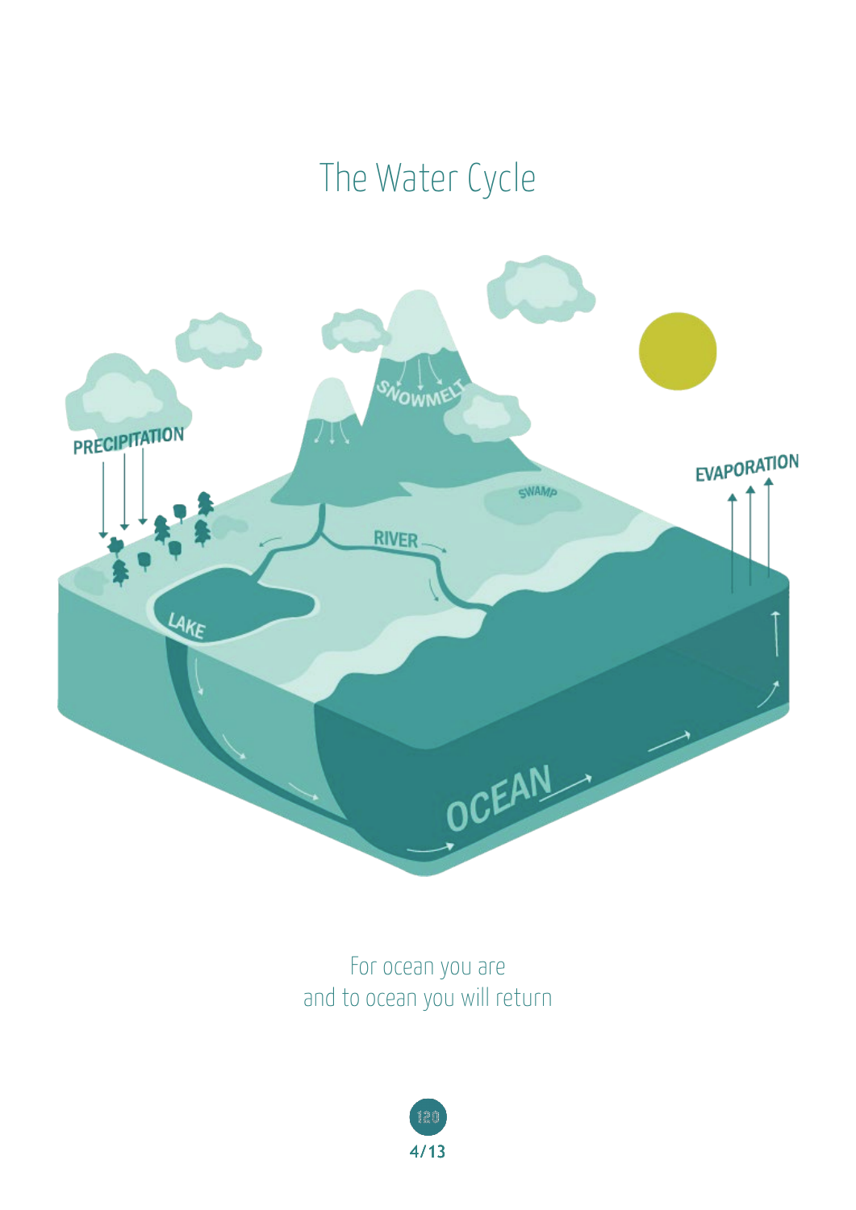# The Water Cycle

PRECIPITATION

SNOWMELT

EVAPORATION

SWAMP

RIVER

LAKE

OCEAN

For ocean you are
and to ocean you will return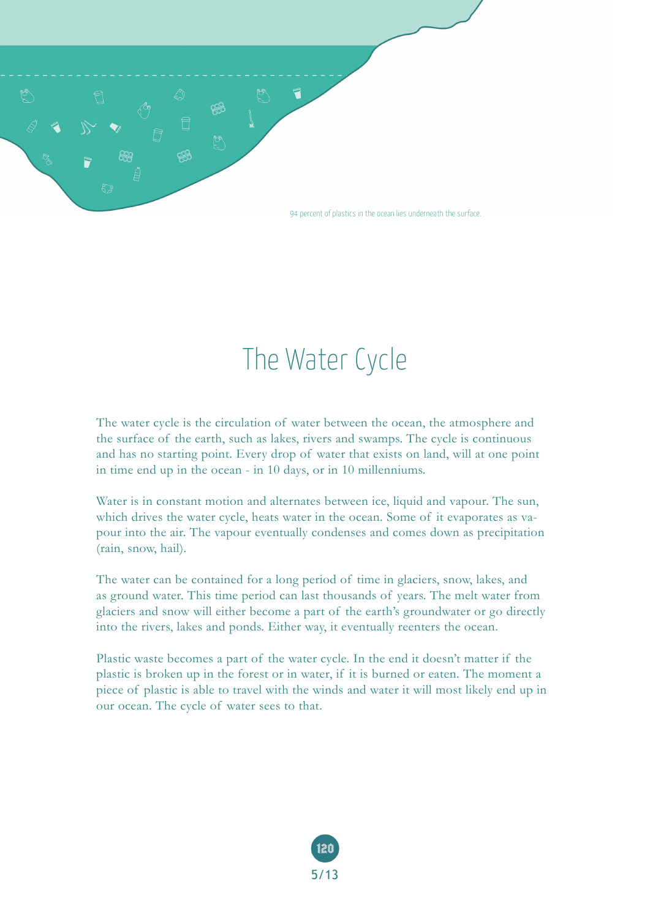94 percent of plastics in the ocean lies underneath the surface.

# The Water Cycle

The water cycle is the circulation of water between the ocean, the atmosphere and the surface of the earth, such as lakes, rivers and swamps. The cycle is continuous and has no starting point. Every drop of water that exists on land, will at one point in time end up in the ocean - in 10 days, or in 10 millenniums.

Water is in constant motion and alternates between ice, liquid and vapour. The sun, which drives the water cycle, heats water in the ocean. Some of it evaporates as vapour into the air. The vapour eventually condenses and comes down as precipitation (rain, snow, hail).

The water can be contained for a long period of time in glaciers, snow, lakes, and as ground water. This time period can last thousands of years. The melt water from glaciers and snow will either become a part of the earth's groundwater or go directly into the rivers, lakes and ponds. Either way, it eventually reenters the ocean.

Plastic waste becomes a part of the water cycle. In the end it doesn't matter if the plastic is broken up in the forest or in water, if it is burned or eaten. The moment a piece of plastic is able to travel with the winds and water it will most likely end up in our ocean. The cycle of water sees to that.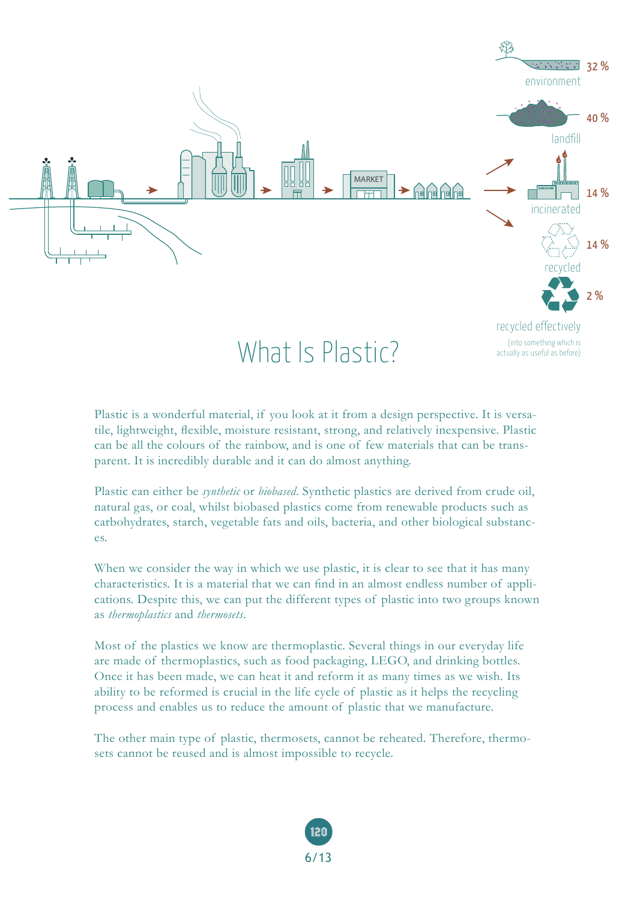32 %
environment

40 %
landfill

14 %
incinerated

14 %
recycled

2 %
recycled effectively
(into something which is actually as useful as before)

# What Is Plastic?

Plastic is a wonderful material, if you look at it from a design perspective. It is versatile, lightweight, flexible, moisture resistant, strong, and relatively inexpensive. Plastic can be all the colours of the rainbow, and is one of few materials that can be transparent. It is incredibly durable and it can do almost anything.

Plastic can either be *synthetic* or *biobased*. Synthetic plastics are derived from crude oil, natural gas, or coal, whilst biobased plastics come from renewable products such as carbohydrates, starch, vegetable fats and oils, bacteria, and other biological substances.

When we consider the way in which we use plastic, it is clear to see that it has many characteristics. It is a material that we can find in an almost endless number of applications. Despite this, we can put the different types of plastic into two groups known as *thermoplastics* and *thermosets*.

Most of the plastics we know are thermoplastic. Several things in our everyday life are made of thermoplastics, such as food packaging, LEGO, and drinking bottles. Once it has been made, we can heat it and reform it as many times as we wish. Its ability to be reformed is crucial in the life cycle of plastic as it helps the recycling process and enables us to reduce the amount of plastic that we manufacture.

The other main type of plastic, thermosets, cannot be reheated. Therefore, thermosets cannot be reused and is almost impossible to recycle.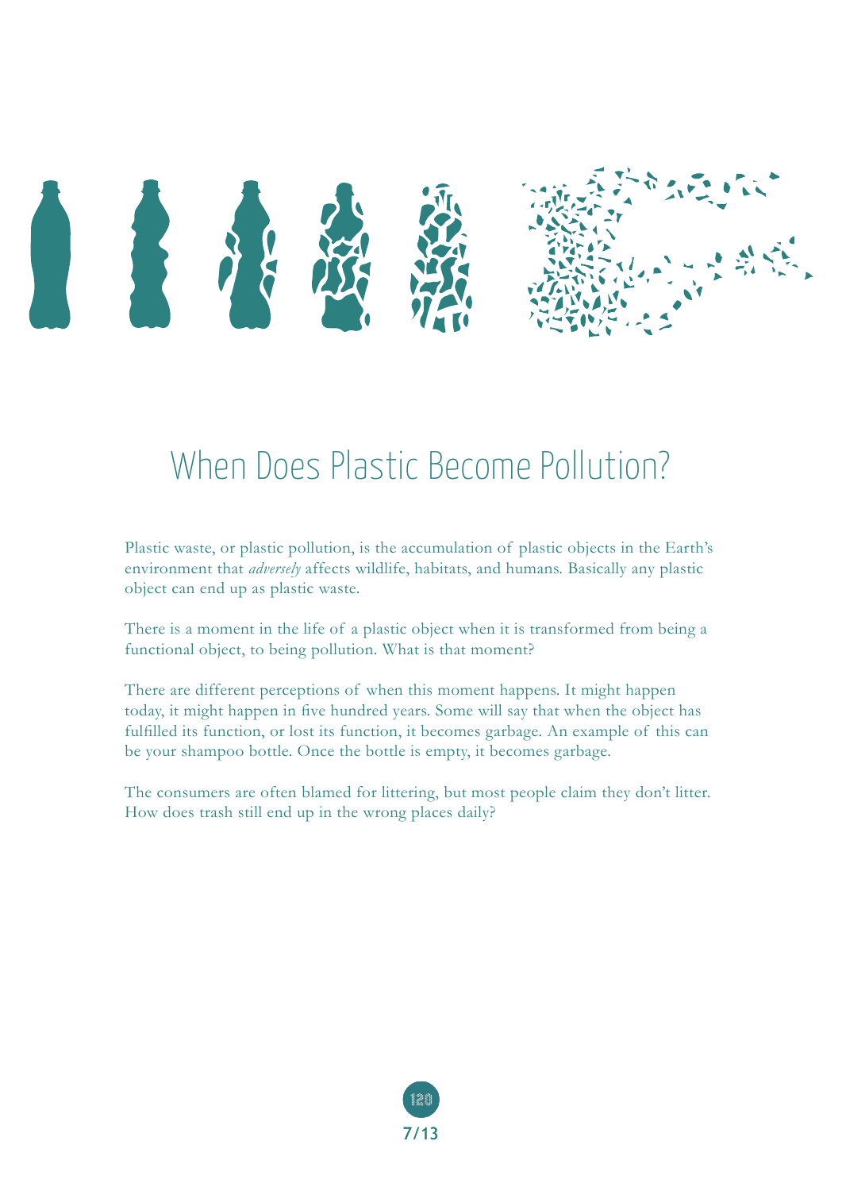# When Does Plastic Become Pollution?

Plastic waste, or plastic pollution, is the accumulation of plastic objects in the Earth's environment that *adversely* affects wildlife, habitats, and humans. Basically any plastic object can end up as plastic waste.

There is a moment in the life of a plastic object when it is transformed from being a functional object, to being pollution. What is that moment?

There are different perceptions of when this moment happens. It might happen today, it might happen in five hundred years. Some will say that when the object has fulfilled its function, or lost its function, it becomes garbage. An example of this can be your shampoo bottle. Once the bottle is empty, it becomes garbage.

The consumers are often blamed for littering, but most people claim they don't litter. How does trash still end up in the wrong places daily?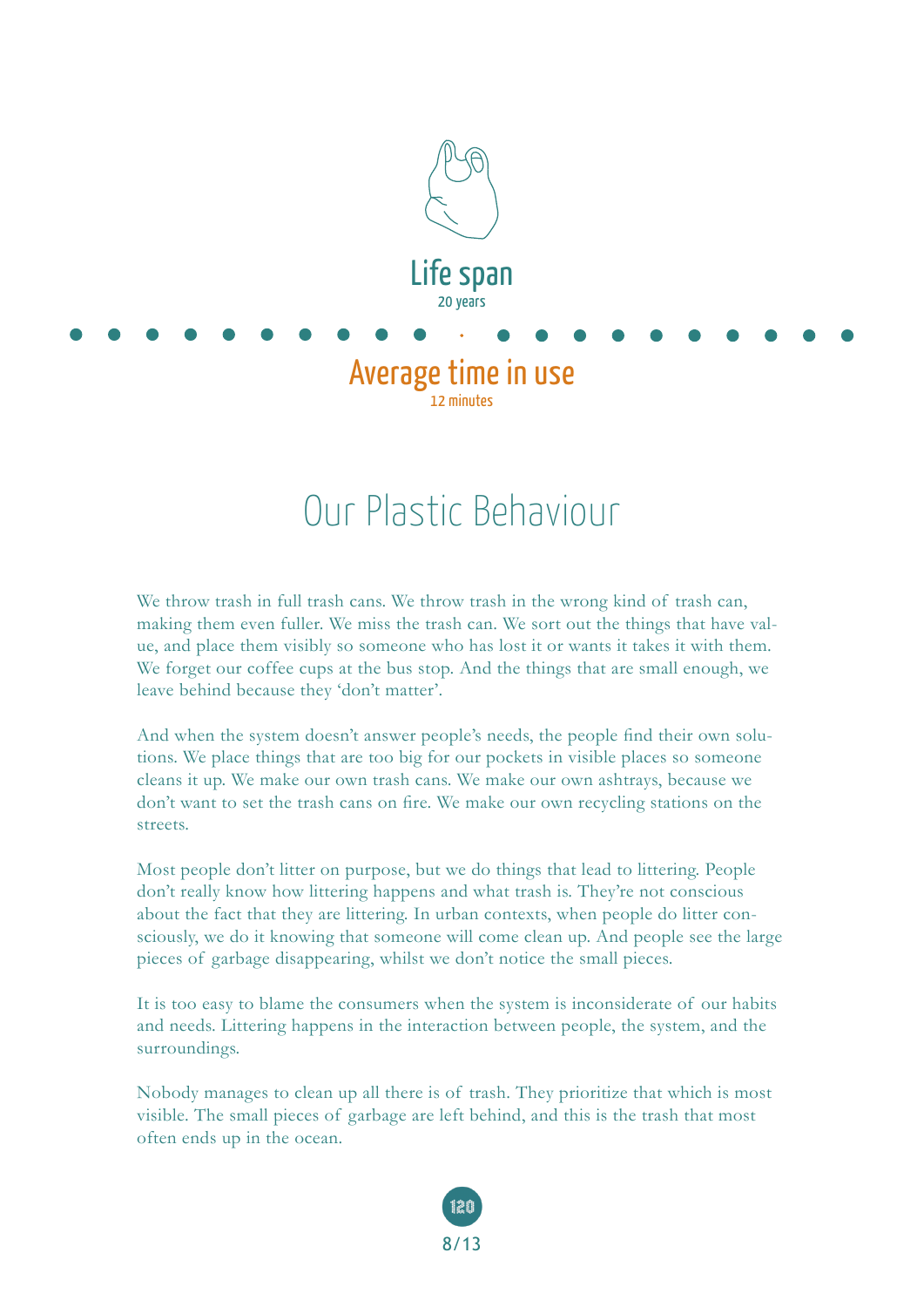Life span

20 years

Average time in use

12 minutes

# Our Plastic Behaviour

We throw trash in full trash cans. We throw trash in the wrong kind of trash can, making them even fuller. We miss the trash can. We sort out the things that have value, and place them visibly so someone who has lost it or wants it takes it with them. We forget our coffee cups at the bus stop. And the things that are small enough, we leave behind because they 'don't matter'.

And when the system doesn't answer people's needs, the people find their own solutions. We place things that are too big for our pockets in visible places so someone cleans it up. We make our own trash cans. We make our own ashtrays, because we don't want to set the trash cans on fire. We make our own recycling stations on the streets.

Most people don't litter on purpose, but we do things that lead to littering. People don't really know how littering happens and what trash is. They're not conscious about the fact that they are littering. In urban contexts, when people do litter consciously, we do it knowing that someone will come clean up. And people see the large pieces of garbage disappearing, whilst we don't notice the small pieces.

It is too easy to blame the consumers when the system is inconsiderate of our habits and needs. Littering happens in the interaction between people, the system, and the surroundings.

Nobody manages to clean up all there is of trash. They prioritize that which is most visible. The small pieces of garbage are left behind, and this is the trash that most often ends up in the ocean.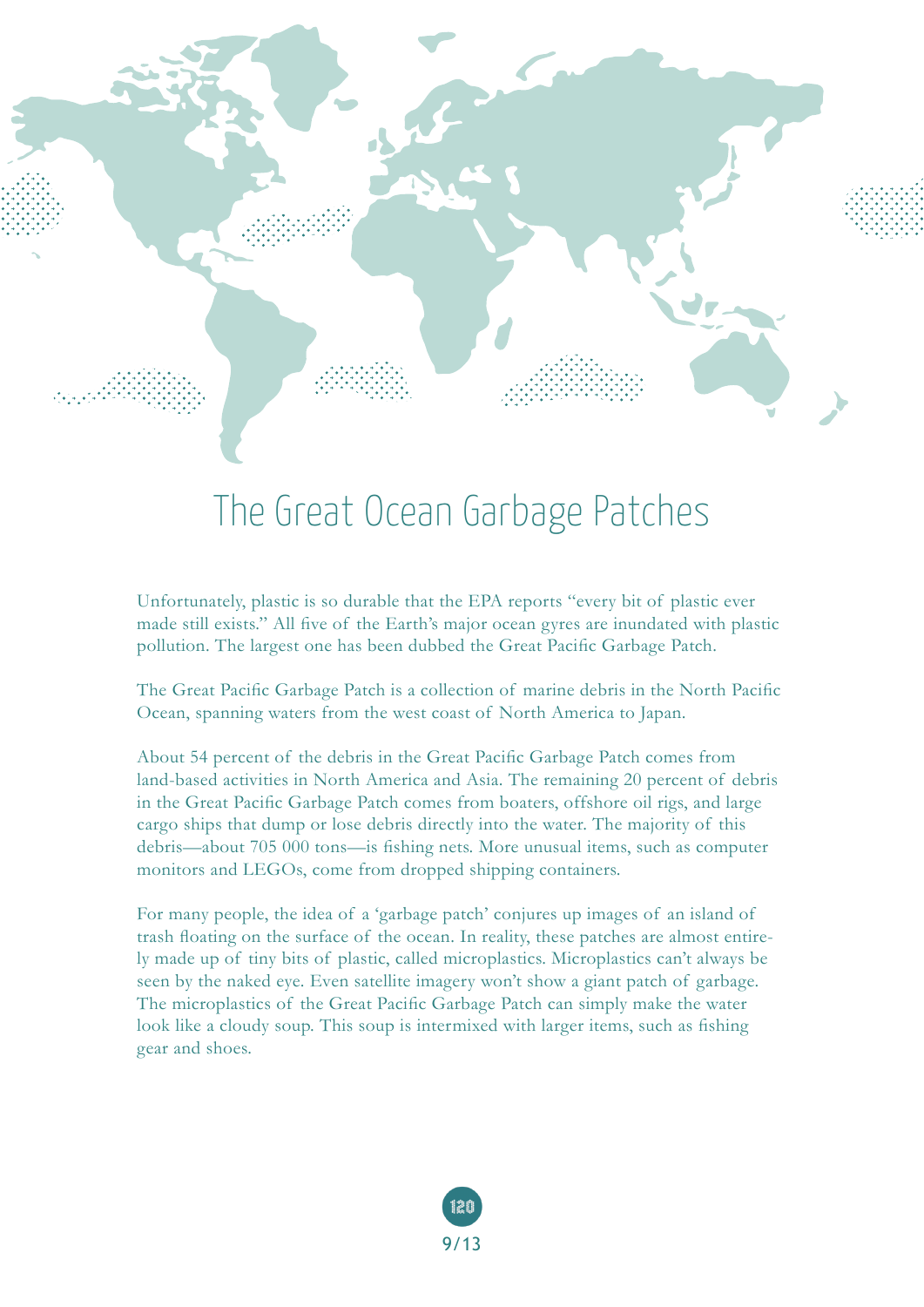# The Great Ocean Garbage Patches

Unfortunately, plastic is so durable that the EPA reports “every bit of plastic ever made still exists.” All five of the Earth’s major ocean gyres are inundated with plastic pollution. The largest one has been dubbed the Great Pacific Garbage Patch.

The Great Pacific Garbage Patch is a collection of marine debris in the North Pacific Ocean, spanning waters from the west coast of North America to Japan.

About 54 percent of the debris in the Great Pacific Garbage Patch comes from land-based activities in North America and Asia. The remaining 20 percent of debris in the Great Pacific Garbage Patch comes from boaters, offshore oil rigs, and large cargo ships that dump or lose debris directly into the water. The majority of this debris—about 705 000 tons—is fishing nets. More unusual items, such as computer monitors and LEGOs, come from dropped shipping containers.

For many people, the idea of a ‘garbage patch’ conjures up images of an island of trash floating on the surface of the ocean. In reality, these patches are almost entirely made up of tiny bits of plastic, called microplastics. Microplastics can’t always be seen by the naked eye. Even satellite imagery won’t show a giant patch of garbage. The microplastics of the Great Pacific Garbage Patch can simply make the water look like a cloudy soup. This soup is intermixed with larger items, such as fishing gear and shoes.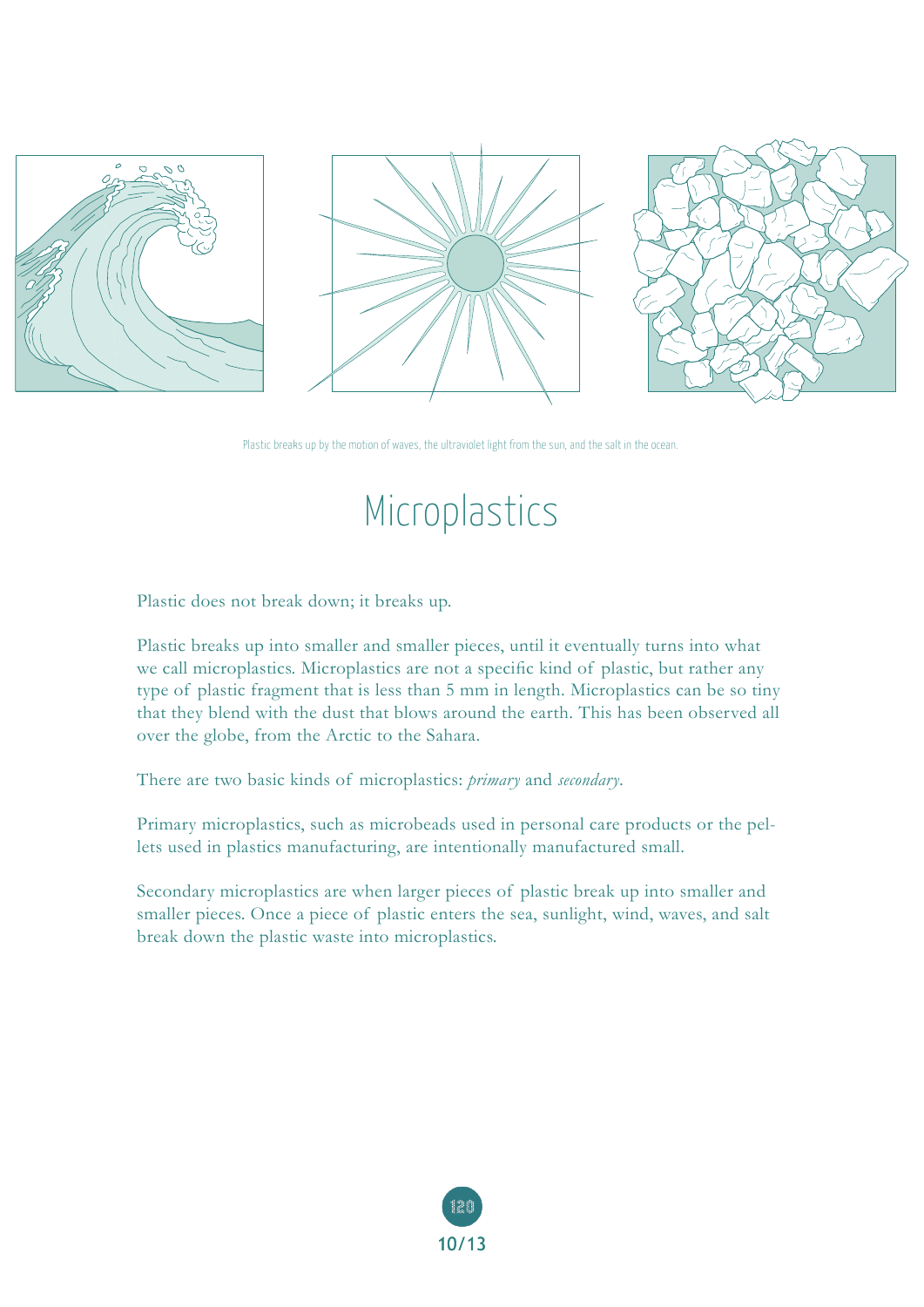Plastic breaks up by the motion of waves, the ultraviolet light from the sun, and the salt in the ocean.

# Microplastics

Plastic does not break down; it breaks up.

Plastic breaks up into smaller and smaller pieces, until it eventually turns into what we call microplastics. Microplastics are not a specific kind of plastic, but rather any type of plastic fragment that is less than 5 mm in length. Microplastics can be so tiny that they blend with the dust that blows around the earth. This has been observed all over the globe, from the Arctic to the Sahara.

There are two basic kinds of microplastics: *primary* and *secondary*.

Primary microplastics, such as microbeads used in personal care products or the pellets used in plastics manufacturing, are intentionally manufactured small.

Secondary microplastics are when larger pieces of plastic break up into smaller and smaller pieces. Once a piece of plastic enters the sea, sunlight, wind, waves, and salt break down the plastic waste into microplastics.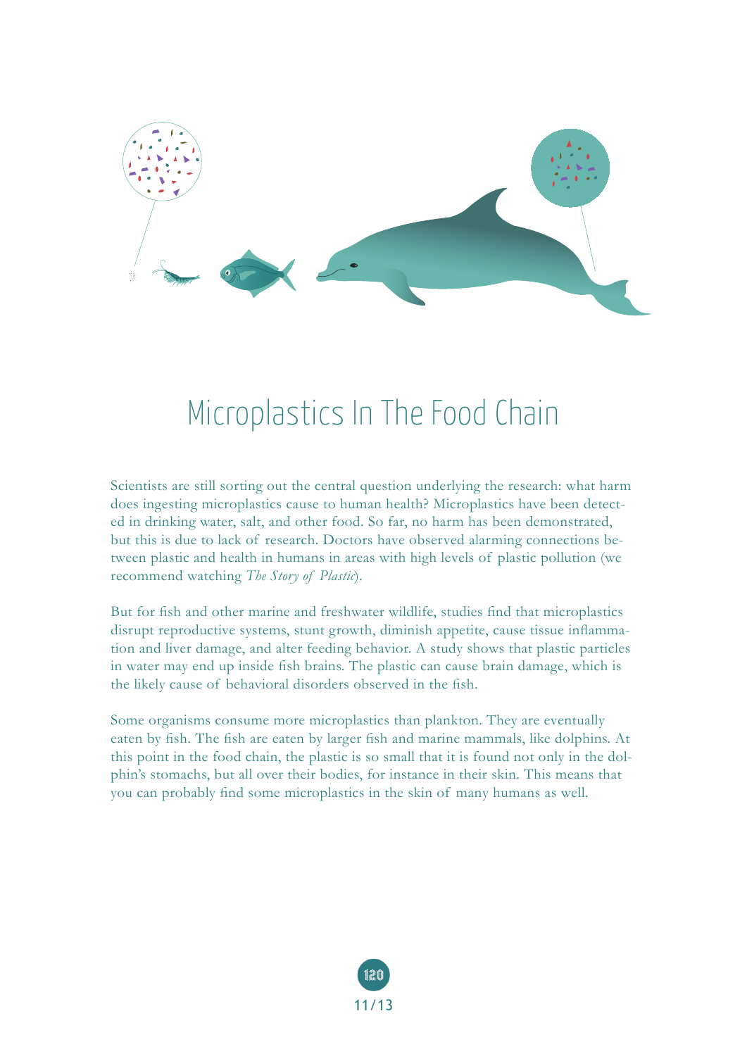# Microplastics In The Food Chain

Scientists are still sorting out the central question underlying the research: what harm does ingesting microplastics cause to human health? Microplastics have been detected in drinking water, salt, and other food. So far, no harm has been demonstrated, but this is due to lack of research. Doctors have observed alarming connections between plastic and health in humans in areas with high levels of plastic pollution (we recommend watching *The Story of Plastic*).

But for fish and other marine and freshwater wildlife, studies find that microplastics disrupt reproductive systems, stunt growth, diminish appetite, cause tissue inflammation and liver damage, and alter feeding behavior. A study shows that plastic particles in water may end up inside fish brains. The plastic can cause brain damage, which is the likely cause of behavioral disorders observed in the fish.

Some organisms consume more microplastics than plankton. They are eventually eaten by fish. The fish are eaten by larger fish and marine mammals, like dolphins. At this point in the food chain, the plastic is so small that it is found not only in the dolphin's stomachs, but all over their bodies, for instance in their skin. This means that you can probably find some microplastics in the skin of many humans as well.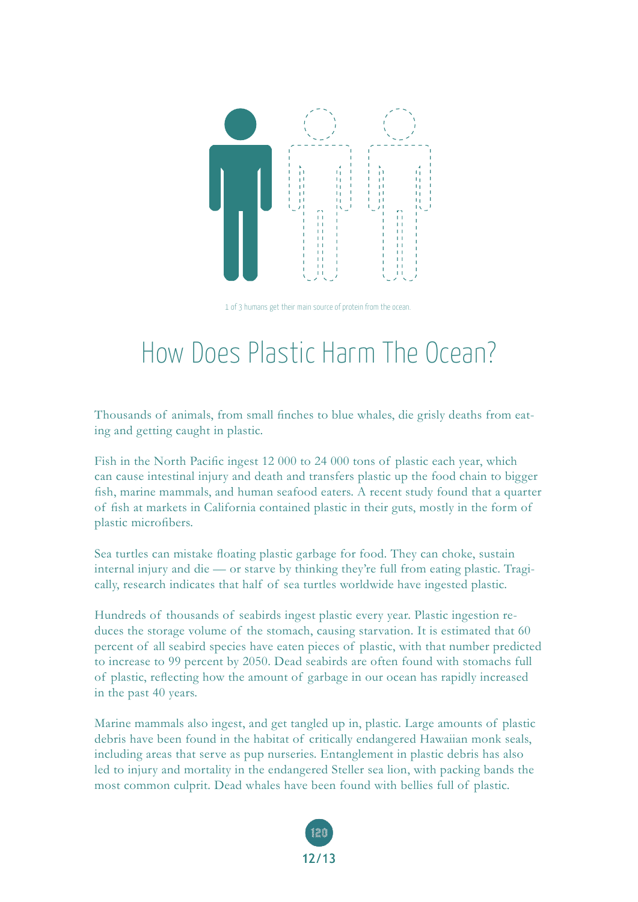1 of 3 humans get their main source of protein from the ocean.

# How Does Plastic Harm The Ocean?

Thousands of animals, from small finches to blue whales, die grisly deaths from eating and getting caught in plastic.

Fish in the North Pacific ingest 12 000 to 24 000 tons of plastic each year, which can cause intestinal injury and death and transfers plastic up the food chain to bigger fish, marine mammals, and human seafood eaters. A recent study found that a quarter of fish at markets in California contained plastic in their guts, mostly in the form of plastic microfibers.

Sea turtles can mistake floating plastic garbage for food. They can choke, sustain internal injury and die — or starve by thinking they're full from eating plastic. Tragically, research indicates that half of sea turtles worldwide have ingested plastic.

Hundreds of thousands of seabirds ingest plastic every year. Plastic ingestion reduces the storage volume of the stomach, causing starvation. It is estimated that 60 percent of all seabird species have eaten pieces of plastic, with that number predicted to increase to 99 percent by 2050. Dead seabirds are often found with stomachs full of plastic, reflecting how the amount of garbage in our ocean has rapidly increased in the past 40 years.

Marine mammals also ingest, and get tangled up in, plastic. Large amounts of plastic debris have been found in the habitat of critically endangered Hawaiian monk seals, including areas that serve as pup nurseries. Entanglement in plastic debris has also led to injury and mortality in the endangered Steller sea lion, with packing bands the most common culprit. Dead whales have been found with bellies full of plastic.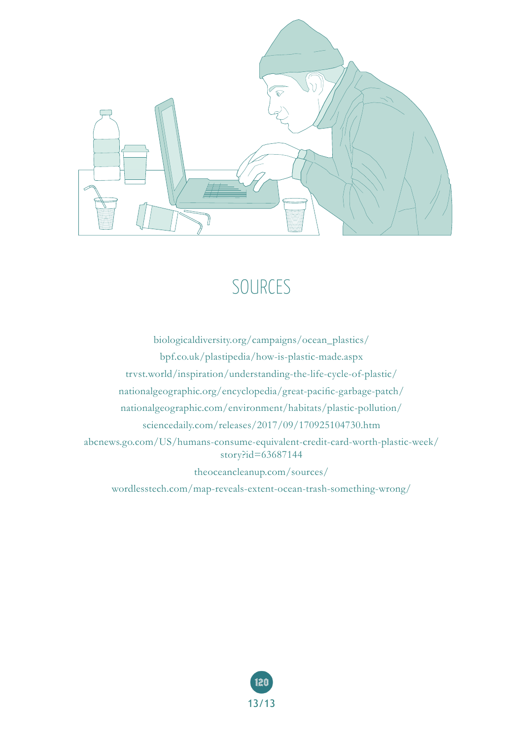# SOURCES

biologicaldiversity.org/campaigns/ocean_plastics/

bpf.co.uk/plastipedia/how-is-plastic-made.aspx

trvst.world/inspiration/understanding-the-life-cycle-of-plastic/

nationalgeographic.org/encyclopedia/great-pacific-garbage-patch/

nationalgeographic.com/environment/habitats/plastic-pollution/

sciencedaily.com/releases/2017/09/170925104730.htm

abcnews.go.com/US/humans-consume-equivalent-credit-card-worth-plastic-week/story?id=63687144

theoceancleanup.com/sources/

wordlesstech.com/map-reveals-extent-ocean-trash-something-wrong/